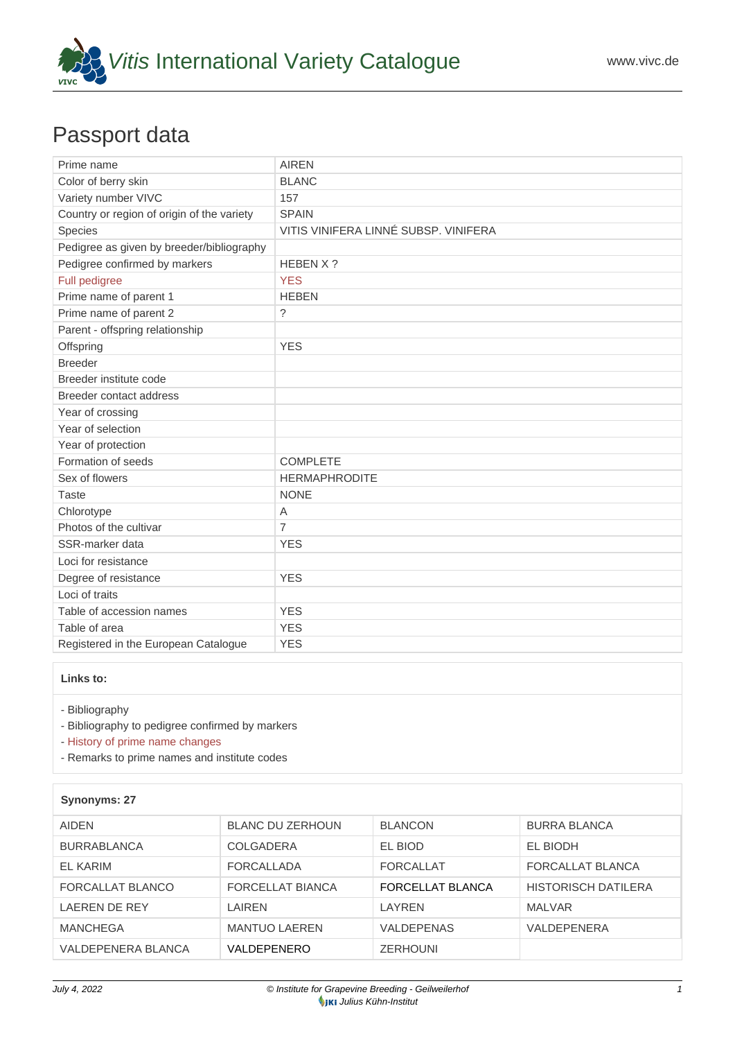# Passport data

| Prime name | AIREN |
|---|---|
| Color of berry skin | BLANC |
| Variety number VIVC | 157 |
| Country or region of origin of the variety | SPAIN |
| Species | VITIS VINIFERA LINNÉ SUBSP. VINIFERA |
| Pedigree as given by breeder/bibliography | |
| Pedigree confirmed by markers | HEBEN X ? |
| Full pedigree | YES |
| Prime name of parent 1 | HEBEN |
| Prime name of parent 2 | ? |
| Parent - offspring relationship | |
| Offspring | YES |
| Breeder | |
| Breeder institute code | |
| Breeder contact address | |
| Year of crossing | |
| Year of selection | |
| Year of protection | |
| Formation of seeds | COMPLETE |
| Sex of flowers | HERMAPHRODITE |
| Taste | NONE |
| Chlorotype | A |
| Photos of the cultivar | 7 |
| SSR-marker data | YES |
| Loci for resistance | |
| Degree of resistance | YES |
| Loci of traits | |
| Table of accession names | YES |
| Table of area | YES |
| Registered in the European Catalogue | YES |

**Links to:**

- Bibliography
- Bibliography to pedigree confirmed by markers
- History of prime name changes
- Remarks to prime names and institute codes

**Synonyms: 27**

| | | | |
|---|---|---|---|
| AIDEN | BLANC DU ZERHOUN | BLANCON | BURRA BLANCA |
| BURRABLANCA | COLGADERA | EL BIOD | EL BIODH |
| EL KARIM | FORCALLADA | FORCALLAT | FORCALLAT BLANCA |
| FORCALLAT BLANCO | FORCELLAT BIANCA | FORCELLAT BLANCA | HISTORISCH DATILERA |
| LAEREN DE REY | LAIREN | LAYREN | MALVAR |
| MANCHEGA | MANTUO LAEREN | VALDEPENAS | VALDEPENERA |
| VALDEPENERA BLANCA | VALDEPENERO | ZERHOUNI | |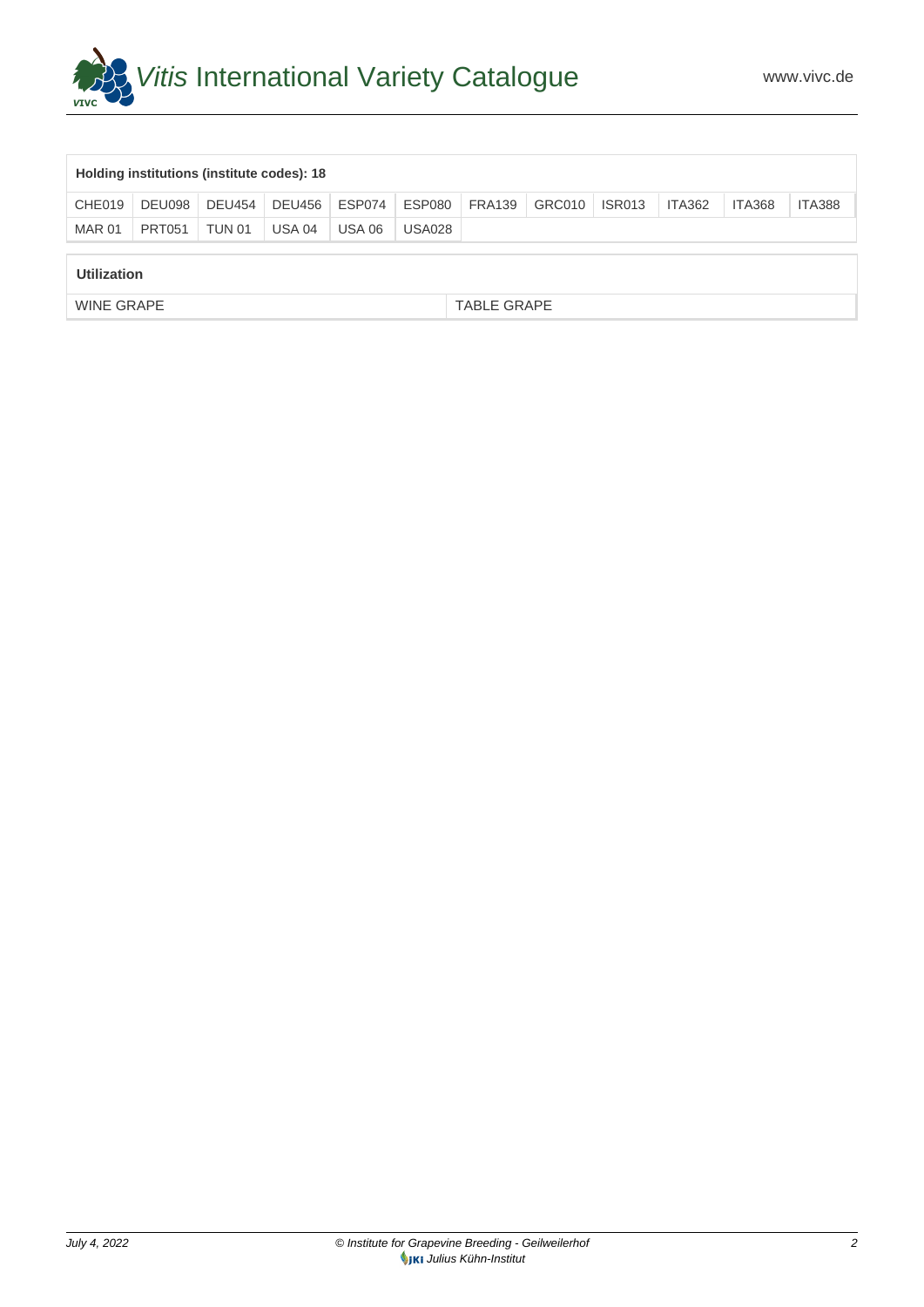**Holding institutions (institute codes): 18**

| | | | | | | | | | | | |
|---|---|---|---|---|---|---|---|---|---|---|---|
| CHE019 | DEU098 | DEU454 | DEU456 | ESP074 | ESP080 | FRA139 | GRC010 | ISR013 | ITA362 | ITA368 | ITA388 |
| MAR 01 | PRT051 | TUN 01 | USA 04 | USA 06 | USA028 | | | | | | |

**Utilization**

| | |
|---|---|
| WINE GRAPE | TABLE GRAPE |